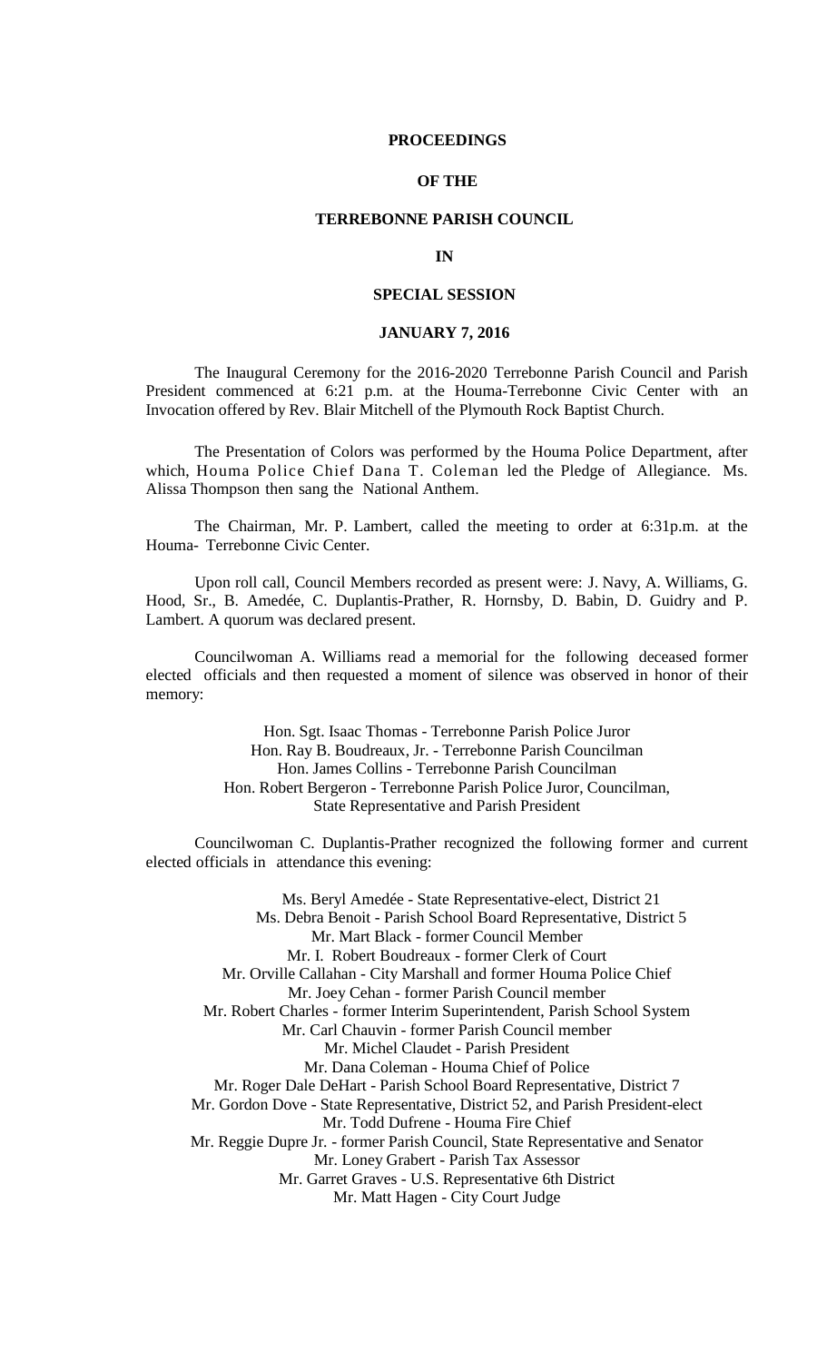**PROCEEDINGS**

**OF THE**

**TERREBONNE PARISH COUNCIL**

**IN**

**SPECIAL SESSION**

**JANUARY 7, 2016**

The Inaugural Ceremony for the 2016-2020 Terrebonne Parish Council and Parish President commenced at 6:21 p.m. at the Houma-Terrebonne Civic Center with an Invocation offered by Rev. Blair Mitchell of the Plymouth Rock Baptist Church.

The Presentation of Colors was performed by the Houma Police Department, after which, Houma Police Chief Dana T. Coleman led the Pledge of Allegiance. Ms. Alissa Thompson then sang the National Anthem.

The Chairman, Mr. P. Lambert, called the meeting to order at 6:31p.m. at the Houma- Terrebonne Civic Center.

Upon roll call, Council Members recorded as present were: J. Navy, A. Williams, G. Hood, Sr., B. Amedée, C. Duplantis-Prather, R. Hornsby, D. Babin, D. Guidry and P. Lambert. A quorum was declared present.

Councilwoman A. Williams read a memorial for the following deceased former elected officials and then requested a moment of silence was observed in honor of their memory:

Hon. Sgt. Isaac Thomas - Terrebonne Parish Police Juror
Hon. Ray B. Boudreaux, Jr. - Terrebonne Parish Councilman
Hon. James Collins - Terrebonne Parish Councilman
Hon. Robert Bergeron - Terrebonne Parish Police Juror, Councilman, State Representative and Parish President

Councilwoman C. Duplantis-Prather recognized the following former and current elected officials in attendance this evening:

Ms. Beryl Amedée - State Representative-elect, District 21
Ms. Debra Benoit - Parish School Board Representative, District 5
Mr. Mart Black - former Council Member
Mr. I. Robert Boudreaux - former Clerk of Court
Mr. Orville Callahan - City Marshall and former Houma Police Chief
Mr. Joey Cehan - former Parish Council member
Mr. Robert Charles - former Interim Superintendent, Parish School System
Mr. Carl Chauvin - former Parish Council member
Mr. Michel Claudet - Parish President
Mr. Dana Coleman - Houma Chief of Police
Mr. Roger Dale DeHart - Parish School Board Representative, District 7
Mr. Gordon Dove - State Representative, District 52, and Parish President-elect
Mr. Todd Dufrene - Houma Fire Chief
Mr. Reggie Dupre Jr. - former Parish Council, State Representative and Senator
Mr. Loney Grabert - Parish Tax Assessor
Mr. Garret Graves - U.S. Representative 6th District
Mr. Matt Hagen - City Court Judge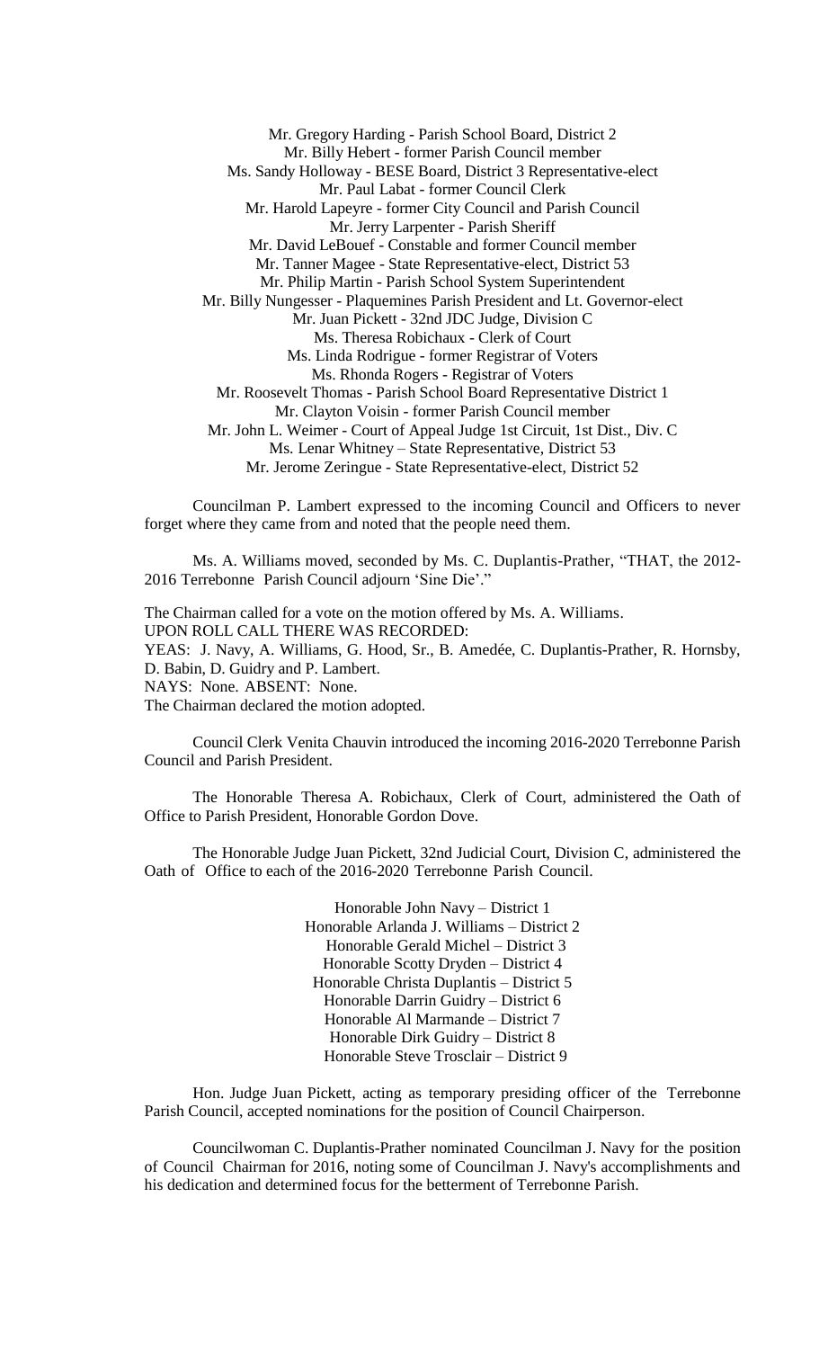Mr. Gregory Harding - Parish School Board, District 2
Mr. Billy Hebert - former Parish Council member
Ms. Sandy Holloway - BESE Board, District 3 Representative-elect
Mr. Paul Labat - former Council Clerk
Mr. Harold Lapeyre - former City Council and Parish Council
Mr. Jerry Larpenter - Parish Sheriff
Mr. David LeBouef - Constable and former Council member
Mr. Tanner Magee - State Representative-elect, District 53
Mr. Philip Martin - Parish School System Superintendent
Mr. Billy Nungesser - Plaquemines Parish President and Lt. Governor-elect
Mr. Juan Pickett - 32nd JDC Judge, Division C
Ms. Theresa Robichaux - Clerk of Court
Ms. Linda Rodrigue - former Registrar of Voters
Ms. Rhonda Rogers - Registrar of Voters
Mr. Roosevelt Thomas - Parish School Board Representative District 1
Mr. Clayton Voisin - former Parish Council member
Mr. John L. Weimer - Court of Appeal Judge 1st Circuit, 1st Dist., Div. C
Ms. Lenar Whitney – State Representative, District 53
Mr. Jerome Zeringue - State Representative-elect, District 52

Councilman P. Lambert expressed to the incoming Council and Officers to never forget where they came from and noted that the people need them.

Ms. A. Williams moved, seconded by Ms. C. Duplantis-Prather, "THAT, the 2012-2016 Terrebonne Parish Council adjourn 'Sine Die'."

The Chairman called for a vote on the motion offered by Ms. A. Williams.
UPON ROLL CALL THERE WAS RECORDED:
YEAS: J. Navy, A. Williams, G. Hood, Sr., B. Amedée, C. Duplantis-Prather, R. Hornsby, D. Babin, D. Guidry and P. Lambert.
NAYS: None. ABSENT: None.
The Chairman declared the motion adopted.

Council Clerk Venita Chauvin introduced the incoming 2016-2020 Terrebonne Parish Council and Parish President.

The Honorable Theresa A. Robichaux, Clerk of Court, administered the Oath of Office to Parish President, Honorable Gordon Dove.

The Honorable Judge Juan Pickett, 32nd Judicial Court, Division C, administered the Oath of Office to each of the 2016-2020 Terrebonne Parish Council.

Honorable John Navy – District 1
Honorable Arlanda J. Williams – District 2
Honorable Gerald Michel – District 3
Honorable Scotty Dryden – District 4
Honorable Christa Duplantis – District 5
Honorable Darrin Guidry – District 6
Honorable Al Marmande – District 7
Honorable Dirk Guidry – District 8
Honorable Steve Trosclair – District 9

Hon. Judge Juan Pickett, acting as temporary presiding officer of the Terrebonne Parish Council, accepted nominations for the position of Council Chairperson.

Councilwoman C. Duplantis-Prather nominated Councilman J. Navy for the position of Council Chairman for 2016, noting some of Councilman J. Navy's accomplishments and his dedication and determined focus for the betterment of Terrebonne Parish.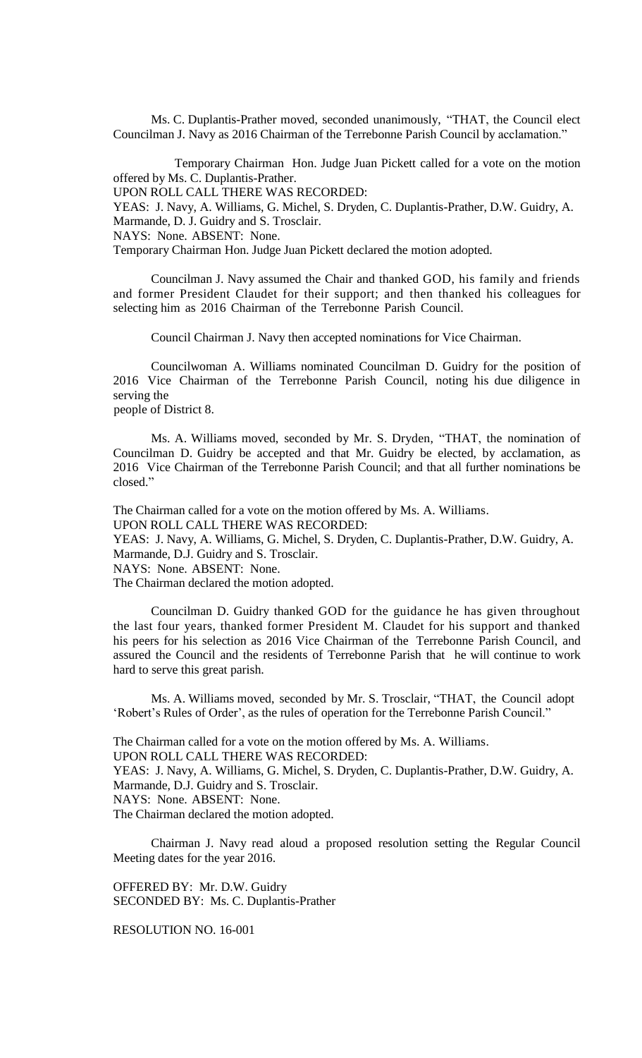Ms. C. Duplantis-Prather moved, seconded unanimously, "THAT, the Council elect Councilman J. Navy as 2016 Chairman of the Terrebonne Parish Council by acclamation."

Temporary Chairman Hon. Judge Juan Pickett called for a vote on the motion offered by Ms. C. Duplantis-Prather.

UPON ROLL CALL THERE WAS RECORDED:

YEAS: J. Navy, A. Williams, G. Michel, S. Dryden, C. Duplantis-Prather, D.W. Guidry, A. Marmande, D. J. Guidry and S. Trosclair.

NAYS: None. ABSENT: None.

Temporary Chairman Hon. Judge Juan Pickett declared the motion adopted.

Councilman J. Navy assumed the Chair and thanked GOD, his family and friends and former President Claudet for their support; and then thanked his colleagues for selecting him as 2016 Chairman of the Terrebonne Parish Council.

Council Chairman J. Navy then accepted nominations for Vice Chairman.

Councilwoman A. Williams nominated Councilman D. Guidry for the position of 2016 Vice Chairman of the Terrebonne Parish Council, noting his due diligence in serving the people of District 8.

Ms. A. Williams moved, seconded by Mr. S. Dryden, "THAT, the nomination of Councilman D. Guidry be accepted and that Mr. Guidry be elected, by acclamation, as 2016 Vice Chairman of the Terrebonne Parish Council; and that all further nominations be closed."

The Chairman called for a vote on the motion offered by Ms. A. Williams.

UPON ROLL CALL THERE WAS RECORDED:

YEAS: J. Navy, A. Williams, G. Michel, S. Dryden, C. Duplantis-Prather, D.W. Guidry, A. Marmande, D.J. Guidry and S. Trosclair.

NAYS: None. ABSENT: None.

The Chairman declared the motion adopted.

Councilman D. Guidry thanked GOD for the guidance he has given throughout the last four years, thanked former President M. Claudet for his support and thanked his peers for his selection as 2016 Vice Chairman of the Terrebonne Parish Council, and assured the Council and the residents of Terrebonne Parish that he will continue to work hard to serve this great parish.

Ms. A. Williams moved, seconded by Mr. S. Trosclair, "THAT, the Council adopt 'Robert's Rules of Order', as the rules of operation for the Terrebonne Parish Council."

The Chairman called for a vote on the motion offered by Ms. A. Williams.

UPON ROLL CALL THERE WAS RECORDED:

YEAS: J. Navy, A. Williams, G. Michel, S. Dryden, C. Duplantis-Prather, D.W. Guidry, A. Marmande, D.J. Guidry and S. Trosclair.

NAYS: None. ABSENT: None.

The Chairman declared the motion adopted.

Chairman J. Navy read aloud a proposed resolution setting the Regular Council Meeting dates for the year 2016.

OFFERED BY: Mr. D.W. Guidry

SECONDED BY: Ms. C. Duplantis-Prather

RESOLUTION NO. 16-001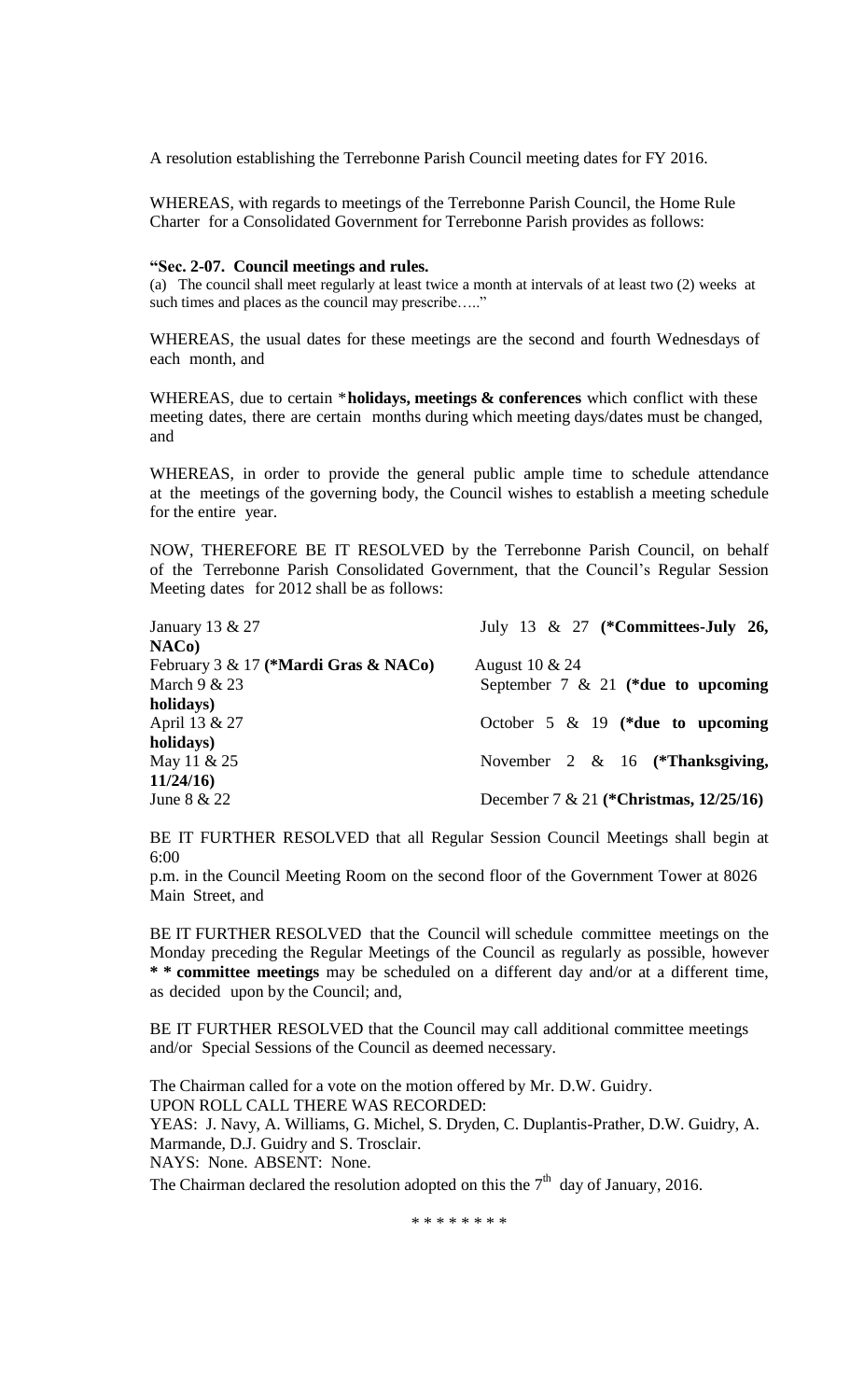A resolution establishing the Terrebonne Parish Council meeting dates for FY 2016.

WHEREAS, with regards to meetings of the Terrebonne Parish Council, the Home Rule Charter for a Consolidated Government for Terrebonne Parish provides as follows:

**"Sec. 2-07. Council meetings and rules.**
(a) The council shall meet regularly at least twice a month at intervals of at least two (2) weeks at such times and places as the council may prescribe….."

WHEREAS, the usual dates for these meetings are the second and fourth Wednesdays of each month, and

WHEREAS, due to certain ***holidays, meetings & conferences** which conflict with these meeting dates, there are certain months during which meeting days/dates must be changed, and

WHEREAS, in order to provide the general public ample time to schedule attendance at the meetings of the governing body, the Council wishes to establish a meeting schedule for the entire year.

NOW, THEREFORE BE IT RESOLVED by the Terrebonne Parish Council, on behalf of the Terrebonne Parish Consolidated Government, that the Council's Regular Session Meeting dates for 2012 shall be as follows:

| | |
|---|---|
| January 13 & 27 | July 13 & 27 **(*Committees-July 26, NACo)** |
| February 3 & 17 **(*Mardi Gras & NACo)** | August 10 & 24 |
| March 9 & 23 | September 7 & 21 **(*due to upcoming holidays)** |
| April 13 & 27 | October 5 & 19 **(*due to upcoming holidays)** |
| May 11 & 25 | November 2 & 16 **(*Thanksgiving, 11/24/16)** |
| June 8 & 22 | December 7 & 21 **(*Christmas, 12/25/16)** |

BE IT FURTHER RESOLVED that all Regular Session Council Meetings shall begin at 6:00 p.m. in the Council Meeting Room on the second floor of the Government Tower at 8026 Main Street, and

BE IT FURTHER RESOLVED that the Council will schedule committee meetings on the Monday preceding the Regular Meetings of the Council as regularly as possible, however **\* \* committee meetings** may be scheduled on a different day and/or at a different time, as decided upon by the Council; and,

BE IT FURTHER RESOLVED that the Council may call additional committee meetings and/or Special Sessions of the Council as deemed necessary.

The Chairman called for a vote on the motion offered by Mr. D.W. Guidry.
UPON ROLL CALL THERE WAS RECORDED:
YEAS: J. Navy, A. Williams, G. Michel, S. Dryden, C. Duplantis-Prather, D.W. Guidry, A. Marmande, D.J. Guidry and S. Trosclair.
NAYS: None. ABSENT: None.
The Chairman declared the resolution adopted on this the 7th day of January, 2016.

\* \* \* \* \* \* \* \*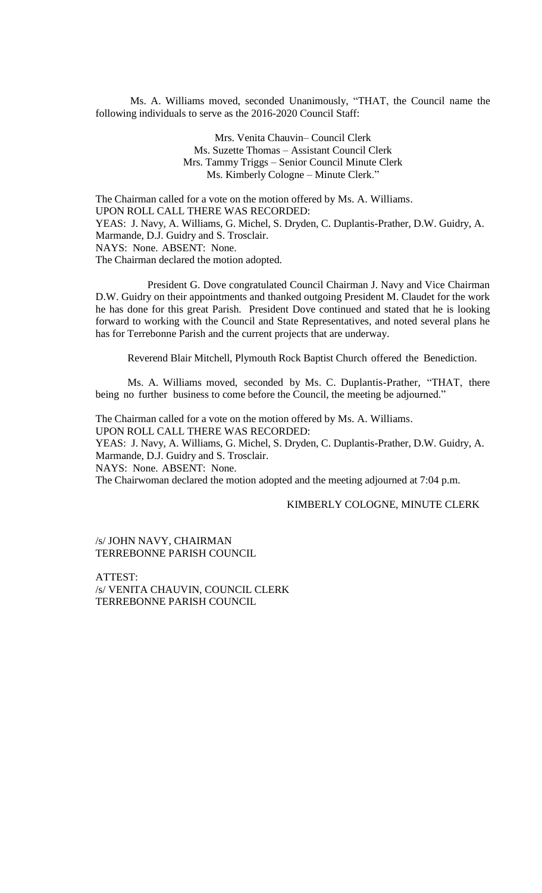Ms. A. Williams moved, seconded Unanimously, "THAT, the Council name the following individuals to serve as the 2016-2020 Council Staff:

Mrs. Venita Chauvin– Council Clerk  
Ms. Suzette Thomas – Assistant Council Clerk  
Mrs. Tammy Triggs – Senior Council Minute Clerk  
Ms. Kimberly Cologne – Minute Clerk."

The Chairman called for a vote on the motion offered by Ms. A. Williams.  
UPON ROLL CALL THERE WAS RECORDED:  
YEAS: J. Navy, A. Williams, G. Michel, S. Dryden, C. Duplantis-Prather, D.W. Guidry, A. Marmande, D.J. Guidry and S. Trosclair.  
NAYS: None. ABSENT: None.  
The Chairman declared the motion adopted.

President G. Dove congratulated Council Chairman J. Navy and Vice Chairman D.W. Guidry on their appointments and thanked outgoing President M. Claudet for the work he has done for this great Parish. President Dove continued and stated that he is looking forward to working with the Council and State Representatives, and noted several plans he has for Terrebonne Parish and the current projects that are underway.

Reverend Blair Mitchell, Plymouth Rock Baptist Church offered the Benediction.

Ms. A. Williams moved, seconded by Ms. C. Duplantis-Prather, "THAT, there being no further business to come before the Council, the meeting be adjourned."

The Chairman called for a vote on the motion offered by Ms. A. Williams.  
UPON ROLL CALL THERE WAS RECORDED:  
YEAS: J. Navy, A. Williams, G. Michel, S. Dryden, C. Duplantis-Prather, D.W. Guidry, A. Marmande, D.J. Guidry and S. Trosclair.  
NAYS: None. ABSENT: None.  
The Chairwoman declared the motion adopted and the meeting adjourned at 7:04 p.m.

KIMBERLY COLOGNE, MINUTE CLERK

/s/ JOHN NAVY, CHAIRMAN  
TERREBONNE PARISH COUNCIL

ATTEST:  
/s/ VENITA CHAUVIN, COUNCIL CLERK  
TERREBONNE PARISH COUNCIL